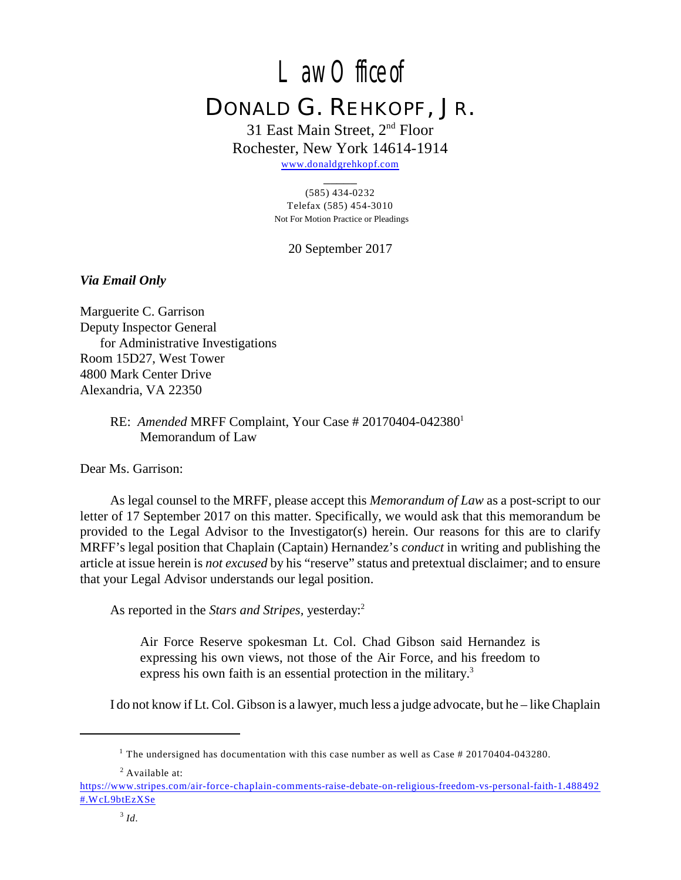# Law Office of

## DONALD G. REHKOPF, JR.

31 East Main Street, 2nd Floor
Rochester, New York 14614-1914
www.donaldgrehkopf.com

(585) 434-0232
Telefax (585) 454-3010
Not For Motion Practice or Pleadings

20 September 2017

***Via Email Only***

Marguerite C. Garrison
Deputy Inspector General
  for Administrative Investigations
Room 15D27, West Tower
4800 Mark Center Drive
Alexandria, VA 22350

RE: *Amended* MRFF Complaint, Your Case # 20170404-042380[1]
  Memorandum of Law

Dear Ms. Garrison:

As legal counsel to the MRFF, please accept this *Memorandum of Law* as a post-script to our letter of 17 September 2017 on this matter. Specifically, we would ask that this memorandum be provided to the Legal Advisor to the Investigator(s) herein. Our reasons for this are to clarify MRFF's legal position that Chaplain (Captain) Hernandez's *conduct* in writing and publishing the article at issue herein is *not excused* by his "reserve" status and pretextual disclaimer; and to ensure that your Legal Advisor understands our legal position.

As reported in the *Stars and Stripes*, yesterday:[2]

> Air Force Reserve spokesman Lt. Col. Chad Gibson said Hernandez is expressing his own views, not those of the Air Force, and his freedom to express his own faith is an essential protection in the military.[3]

I do not know if Lt. Col. Gibson is a lawyer, much less a judge advocate, but he – like Chaplain

---

[1] The undersigned has documentation with this case number as well as Case # 20170404-043280.

[2] Available at: https://www.stripes.com/air-force-chaplain-comments-raise-debate-on-religious-freedom-vs-personal-faith-1.488492#.WcL9btEzXSe

[3] *Id*.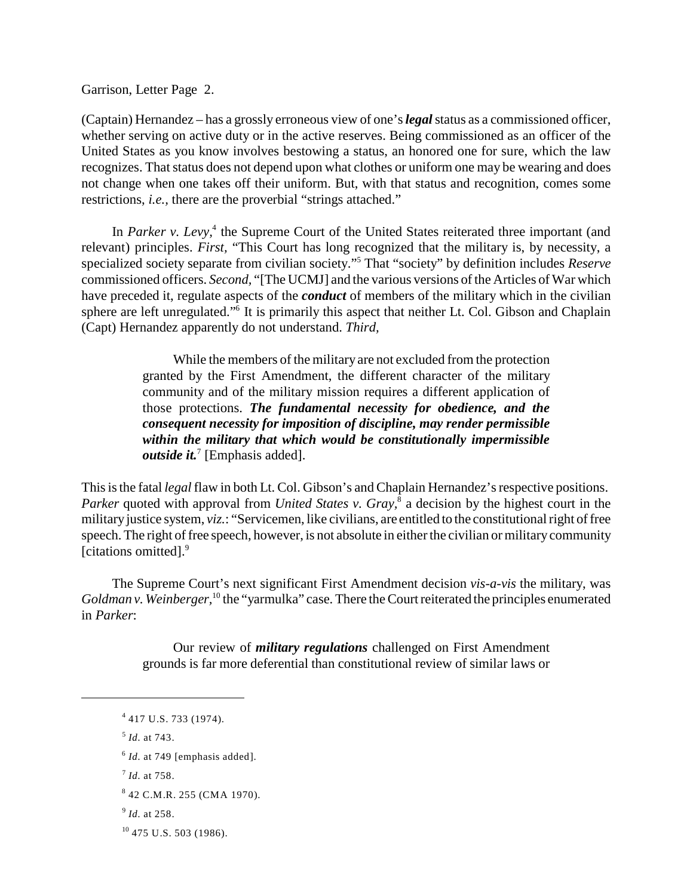(Captain) Hernandez – has a grossly erroneous view of one's ***legal*** status as a commissioned officer, whether serving on active duty or in the active reserves. Being commissioned as an officer of the United States as you know involves bestowing a status, an honored one for sure, which the law recognizes. That status does not depend upon what clothes or uniform one may be wearing and does not change when one takes off their uniform. But, with that status and recognition, comes some restrictions, *i.e.*, there are the proverbial "strings attached."

In *Parker v. Levy*,[4] the Supreme Court of the United States reiterated three important (and relevant) principles. *First*, "This Court has long recognized that the military is, by necessity, a specialized society separate from civilian society."[5] That "society" by definition includes *Reserve* commissioned officers. *Second*, "[The UCMJ] and the various versions of the Articles of War which have preceded it, regulate aspects of the ***conduct*** of members of the military which in the civilian sphere are left unregulated."[6] It is primarily this aspect that neither Lt. Col. Gibson and Chaplain (Capt) Hernandez apparently do not understand. *Third*,

> While the members of the military are not excluded from the protection granted by the First Amendment, the different character of the military community and of the military mission requires a different application of those protections. ***The fundamental necessity for obedience, and the consequent necessity for imposition of discipline, may render permissible within the military that which would be constitutionally impermissible outside it.***[7] [Emphasis added].

This is the fatal *legal* flaw in both Lt. Col. Gibson's and Chaplain Hernandez's respective positions. *Parker* quoted with approval from *United States v. Gray*,[8] a decision by the highest court in the military justice system, *viz.*: "Servicemen, like civilians, are entitled to the constitutional right of free speech. The right of free speech, however, is not absolute in either the civilian or military community [citations omitted].[9]

The Supreme Court's next significant First Amendment decision *vis-a-vis* the military, was *Goldman v. Weinberger*,[10] the "yarmulka" case. There the Court reiterated the principles enumerated in *Parker*:

> Our review of ***military regulations*** challenged on First Amendment grounds is far more deferential than constitutional review of similar laws or

---

[4] 417 U.S. 733 (1974).

[5] *Id*. at 743.

[6] *Id*. at 749 [emphasis added].

[7] *Id*. at 758.

[8] 42 C.M.R. 255 (CMA 1970).

[9] *Id*. at 258.

[10] 475 U.S. 503 (1986).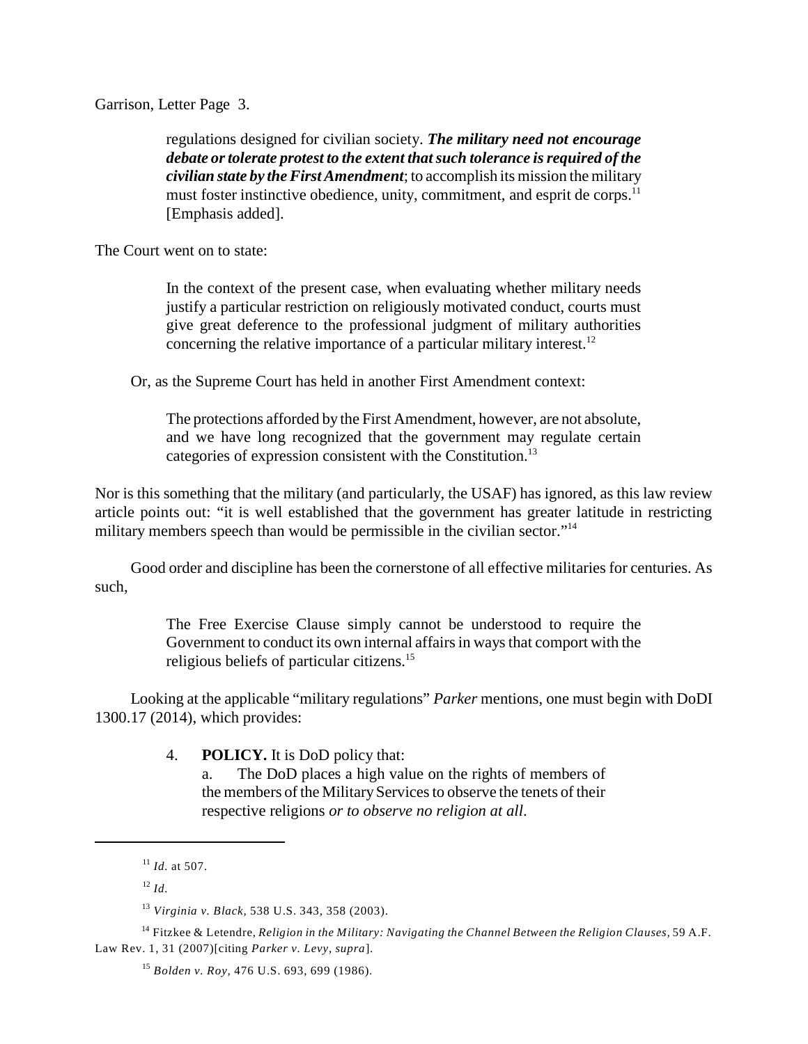regulations designed for civilian society. ***The military need not encourage debate or tolerate protest to the extent that such tolerance is required of the civilian state by the First Amendment***; to accomplish its mission the military must foster instinctive obedience, unity, commitment, and esprit de corps.[11] [Emphasis added].

The Court went on to state:

> In the context of the present case, when evaluating whether military needs justify a particular restriction on religiously motivated conduct, courts must give great deference to the professional judgment of military authorities concerning the relative importance of a particular military interest.[12]

Or, as the Supreme Court has held in another First Amendment context:

> The protections afforded by the First Amendment, however, are not absolute, and we have long recognized that the government may regulate certain categories of expression consistent with the Constitution.[13]

Nor is this something that the military (and particularly, the USAF) has ignored, as this law review article points out: "it is well established that the government has greater latitude in restricting military members speech than would be permissible in the civilian sector."[14]

Good order and discipline has been the cornerstone of all effective militaries for centuries. As such,

> The Free Exercise Clause simply cannot be understood to require the Government to conduct its own internal affairs in ways that comport with the religious beliefs of particular citizens.[15]

Looking at the applicable "military regulations" *Parker* mentions, one must begin with DoDI 1300.17 (2014), which provides:

> 4. **POLICY.** It is DoD policy that:
>
> a. The DoD places a high value on the rights of members of the members of the Military Services to observe the tenets of their respective religions *or to observe no religion at all*.

---

[11] *Id.* at 507.

[12] *Id.*

[13] *Virginia v. Black*, 538 U.S. 343, 358 (2003).

[14] Fitzkee & Letendre, *Religion in the Military: Navigating the Channel Between the Religion Clauses*, 59 A.F. Law Rev. 1, 31 (2007)[citing *Parker v. Levy*, *supra*].

[15] *Bolden v. Roy*, 476 U.S. 693, 699 (1986).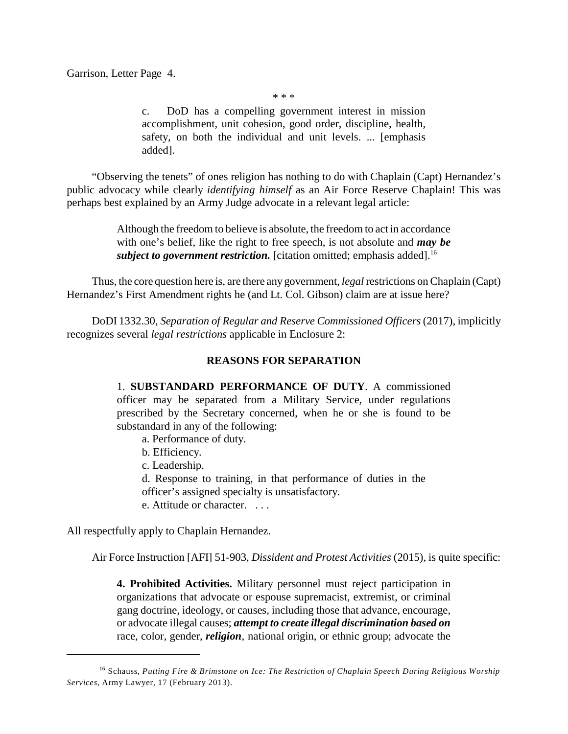\* \* \*

> c. DoD has a compelling government interest in mission accomplishment, unit cohesion, good order, discipline, health, safety, on both the individual and unit levels. ... [emphasis added].

"Observing the tenets" of ones religion has nothing to do with Chaplain (Capt) Hernandez's public advocacy while clearly *identifying himself* as an Air Force Reserve Chaplain! This was perhaps best explained by an Army Judge advocate in a relevant legal article:

> Although the freedom to believe is absolute, the freedom to act in accordance with one's belief, like the right to free speech, is not absolute and ***may be subject to government restriction.*** [citation omitted; emphasis added].[16]

Thus, the core question here is, are there any government, *legal* restrictions on Chaplain (Capt) Hernandez's First Amendment rights he (and Lt. Col. Gibson) claim are at issue here?

DoDI 1332.30, *Separation of Regular and Reserve Commissioned Officers* (2017), implicitly recognizes several *legal restrictions* applicable in Enclosure 2:

> **REASONS FOR SEPARATION**
>
> 1. **SUBSTANDARD PERFORMANCE OF DUTY**. A commissioned officer may be separated from a Military Service, under regulations prescribed by the Secretary concerned, when he or she is found to be substandard in any of the following:
>
> a. Performance of duty.
> b. Efficiency.
> c. Leadership.
> d. Response to training, in that performance of duties in the officer's assigned specialty is unsatisfactory.
> e. Attitude or character. . . .

All respectfully apply to Chaplain Hernandez.

Air Force Instruction [AFI] 51-903, *Dissident and Protest Activities* (2015), is quite specific:

> **4. Prohibited Activities.** Military personnel must reject participation in organizations that advocate or espouse supremacist, extremist, or criminal gang doctrine, ideology, or causes, including those that advance, encourage, or advocate illegal causes; ***attempt to create illegal discrimination based on*** race, color, gender, ***religion***, national origin, or ethnic group; advocate the

[16] Schauss, *Putting Fire & Brimstone on Ice: The Restriction of Chaplain Speech During Religious Worship Services*, Army Lawyer, 17 (February 2013).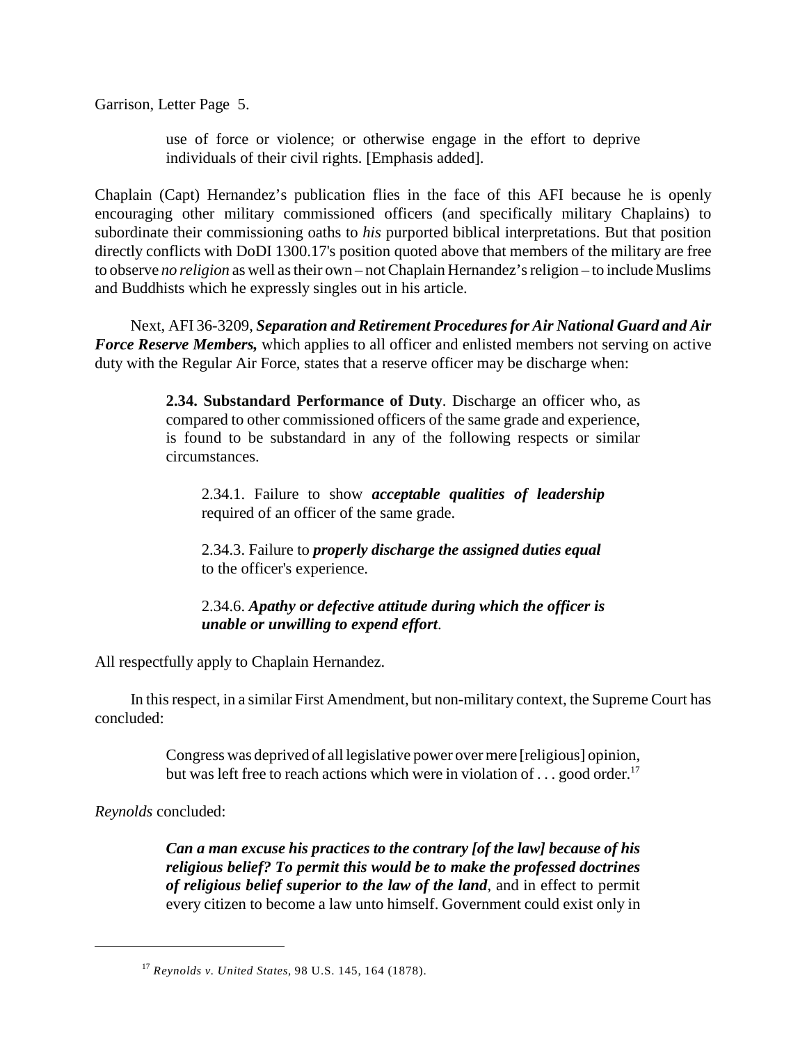> use of force or violence; or otherwise engage in the effort to deprive individuals of their civil rights. [Emphasis added].

Chaplain (Capt) Hernandez's publication flies in the face of this AFI because he is openly encouraging other military commissioned officers (and specifically military Chaplains) to subordinate their commissioning oaths to *his* purported biblical interpretations. But that position directly conflicts with DoDI 1300.17's position quoted above that members of the military are free to observe *no religion* as well as their own – not Chaplain Hernandez's religion – to include Muslims and Buddhists which he expressly singles out in his article.

Next, AFI 36-3209, ***Separation and Retirement Procedures for Air National Guard and Air Force Reserve Members,*** which applies to all officer and enlisted members not serving on active duty with the Regular Air Force, states that a reserve officer may be discharge when:

> **2.34. Substandard Performance of Duty**. Discharge an officer who, as compared to other commissioned officers of the same grade and experience, is found to be substandard in any of the following respects or similar circumstances.
>
> > 2.34.1. Failure to show ***acceptable qualities of leadership*** required of an officer of the same grade.
> >
> > 2.34.3. Failure to ***properly discharge the assigned duties equal*** to the officer's experience.
> >
> > 2.34.6. ***Apathy or defective attitude during which the officer is unable or unwilling to expend effort***.

All respectfully apply to Chaplain Hernandez.

In this respect, in a similar First Amendment, but non-military context, the Supreme Court has concluded:

> Congress was deprived of all legislative power over mere [religious] opinion, but was left free to reach actions which were in violation of . . . good order.[17]

*Reynolds* concluded:

> ***Can a man excuse his practices to the contrary [of the law] because of his religious belief? To permit this would be to make the professed doctrines of religious belief superior to the law of the land***, and in effect to permit every citizen to become a law unto himself. Government could exist only in

---

[17] *Reynolds v. United States*, 98 U.S. 145, 164 (1878).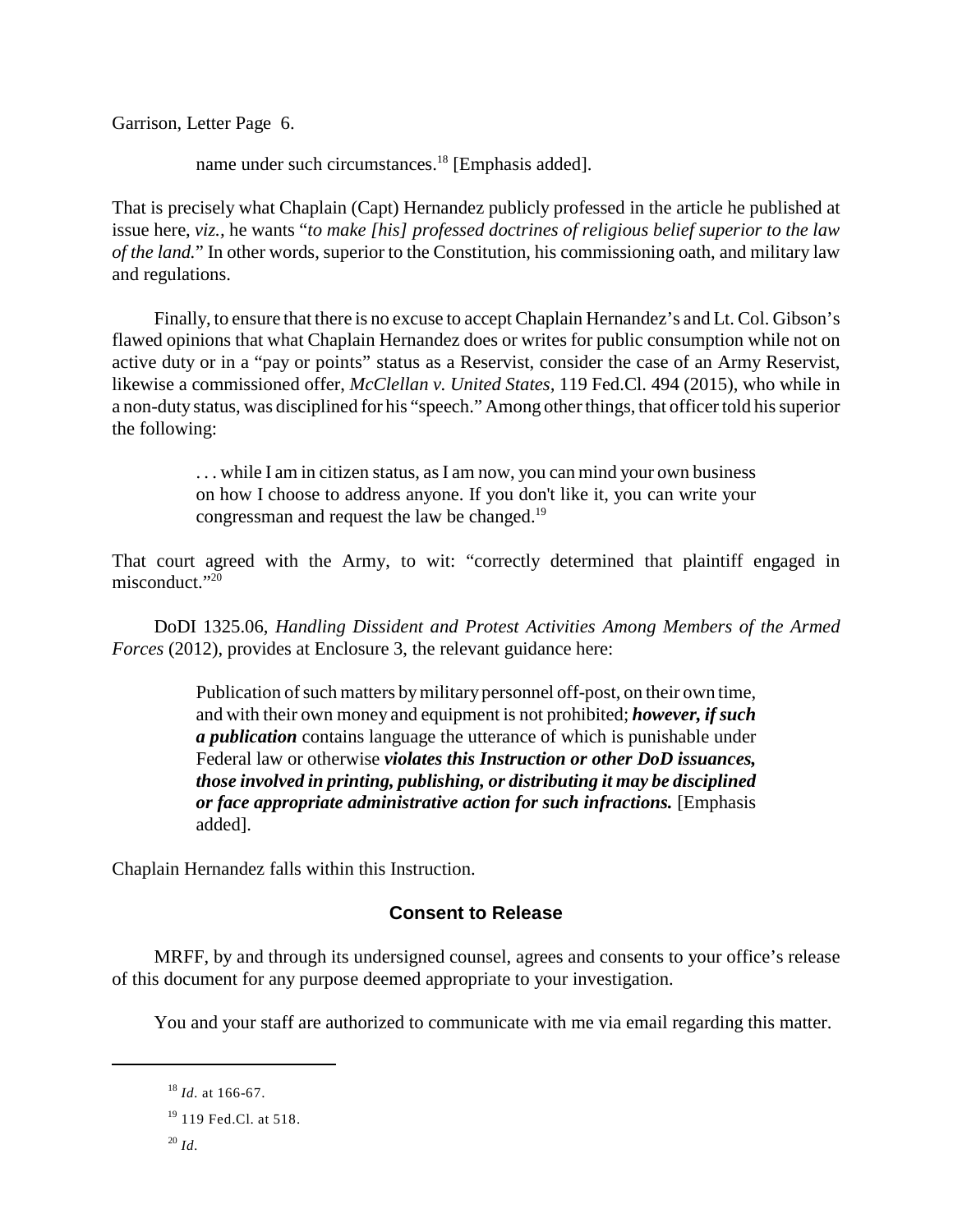> name under such circumstances.[18] [Emphasis added].

That is precisely what Chaplain (Capt) Hernandez publicly professed in the article he published at issue here, *viz.*, he wants "*to make [his] professed doctrines of religious belief superior to the law of the land.*" In other words, superior to the Constitution, his commissioning oath, and military law and regulations.

Finally, to ensure that there is no excuse to accept Chaplain Hernandez's and Lt. Col. Gibson's flawed opinions that what Chaplain Hernandez does or writes for public consumption while not on active duty or in a "pay or points" status as a Reservist, consider the case of an Army Reservist, likewise a commissioned offer, *McClellan v. United States*, 119 Fed.Cl. 494 (2015), who while in a non-duty status, was disciplined for his "speech." Among other things, that officer told his superior the following:

> . . . while I am in citizen status, as I am now, you can mind your own business on how I choose to address anyone. If you don't like it, you can write your congressman and request the law be changed.[19]

That court agreed with the Army, to wit: "correctly determined that plaintiff engaged in misconduct."[20]

DoDI 1325.06, *Handling Dissident and Protest Activities Among Members of the Armed Forces* (2012), provides at Enclosure 3, the relevant guidance here:

> Publication of such matters by military personnel off-post, on their own time, and with their own money and equipment is not prohibited; ***however, if such a publication*** contains language the utterance of which is punishable under Federal law or otherwise ***violates this Instruction or other DoD issuances, those involved in printing, publishing, or distributing it may be disciplined or face appropriate administrative action for such infractions.*** [Emphasis added].

Chaplain Hernandez falls within this Instruction.

## Consent to Release

MRFF, by and through its undersigned counsel, agrees and consents to your office's release of this document for any purpose deemed appropriate to your investigation.

You and your staff are authorized to communicate with me via email regarding this matter.

---

[18] *Id*. at 166-67.

[19] 119 Fed.Cl. at 518.

[20] *Id*.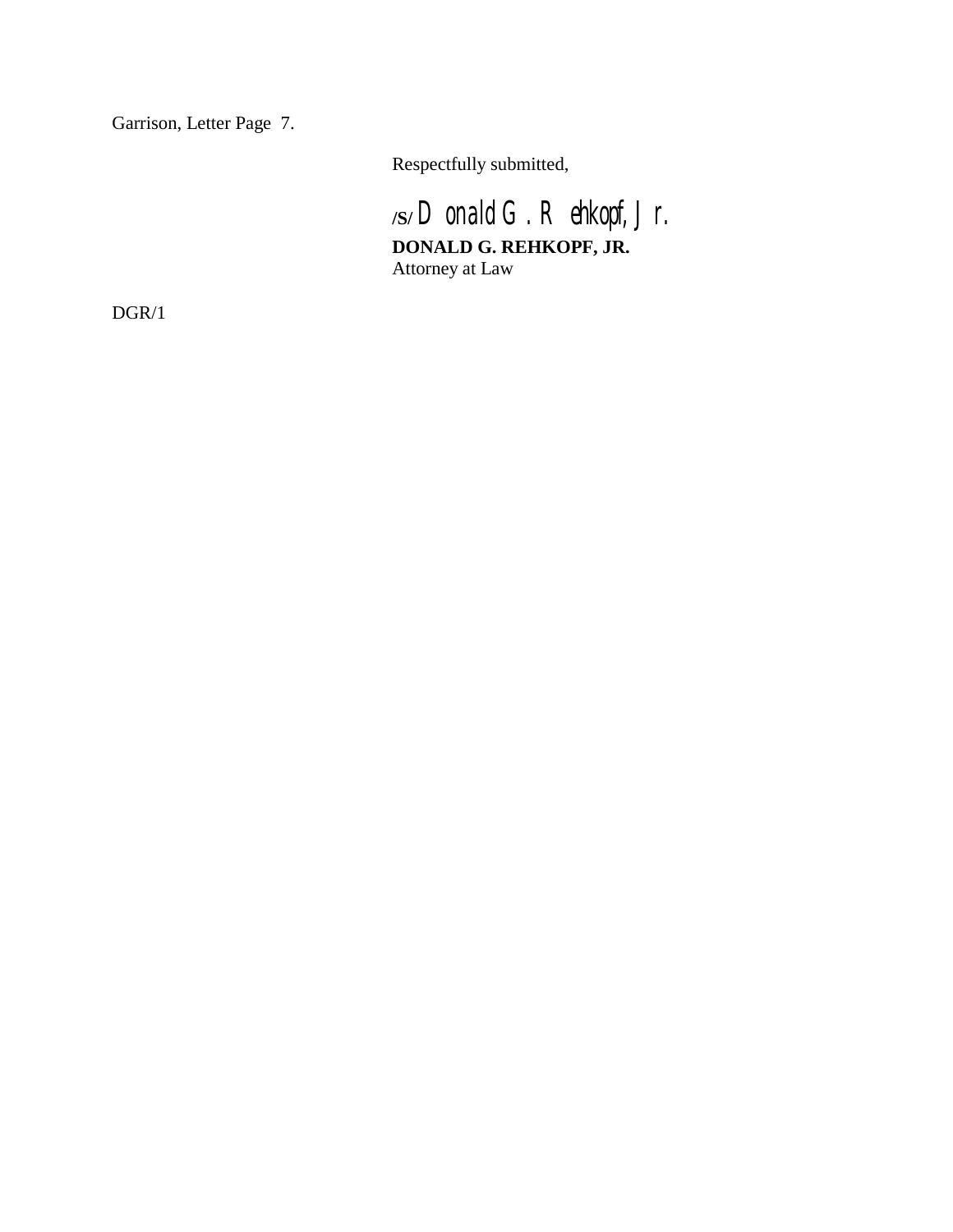Respectfully submitted,

/S/ Donald G. Rehkopf, Jr.

**DONALD G. REHKOPF, JR.**
Attorney at Law

DGR/1